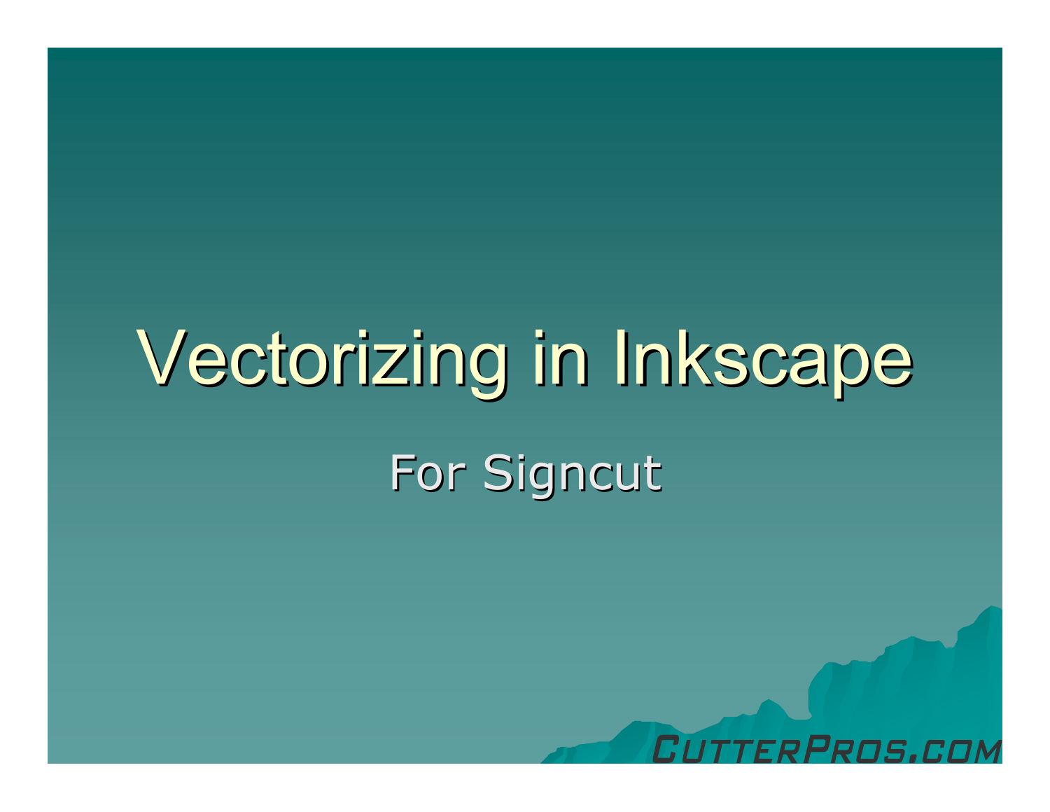# Vectorizing in Inkscape

For Signcut

CutterPros.com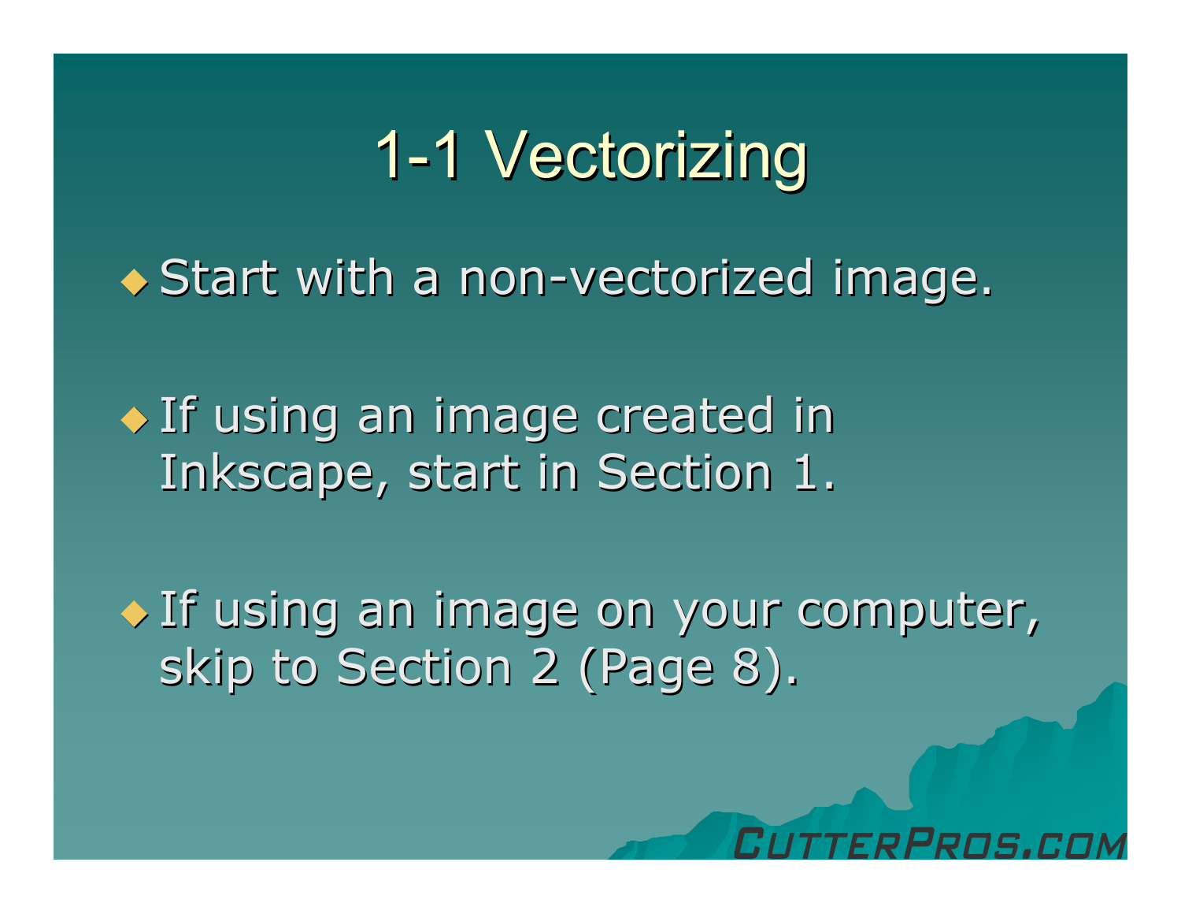# 1-1 Vectorizing

- Start with a non-vectorized image.

- If using an image created in Inkscape, start in Section 1.

- If using an image on your computer, skip to Section 2 (Page 8).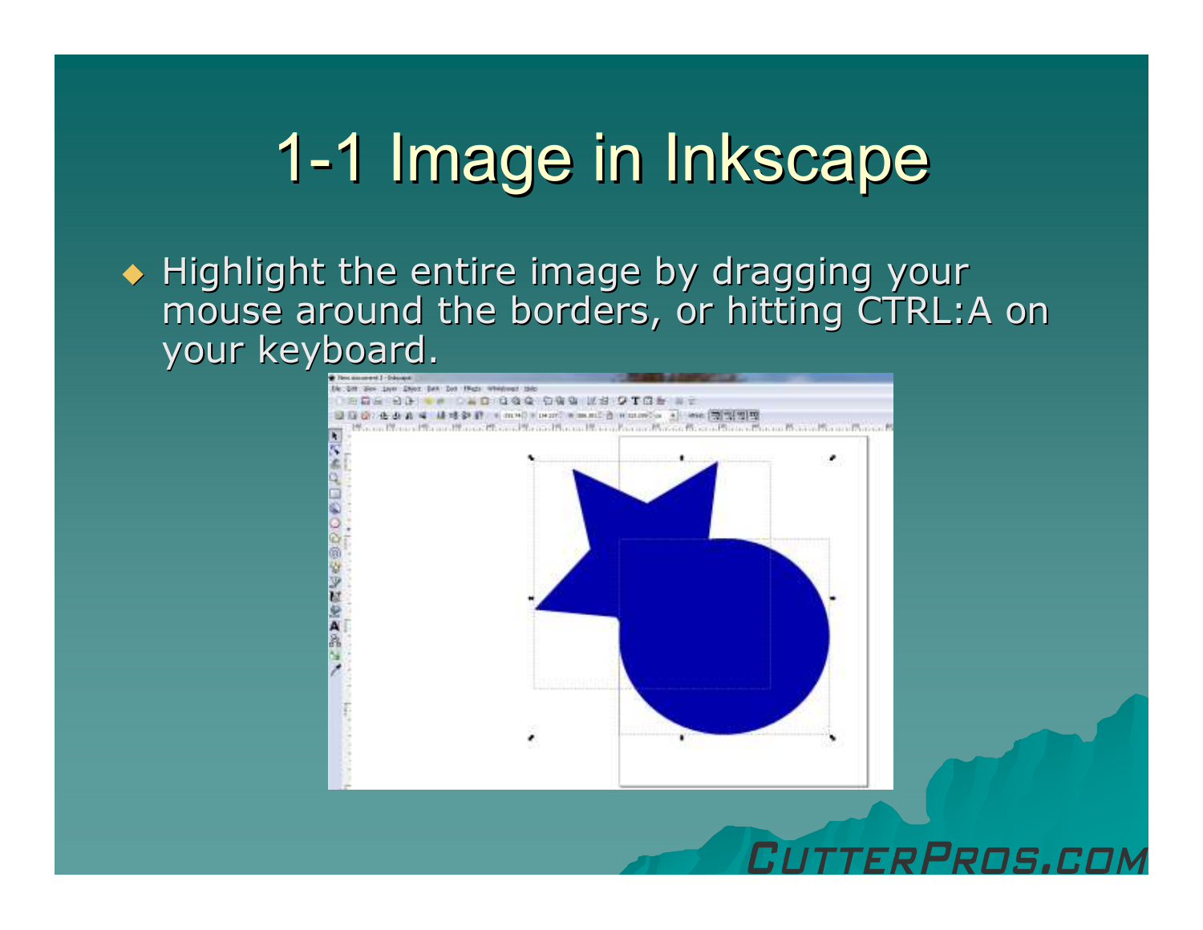# 1-1 Image in Inkscape

- Highlight the entire image by dragging your mouse around the borders, or hitting CTRL:A on your keyboard.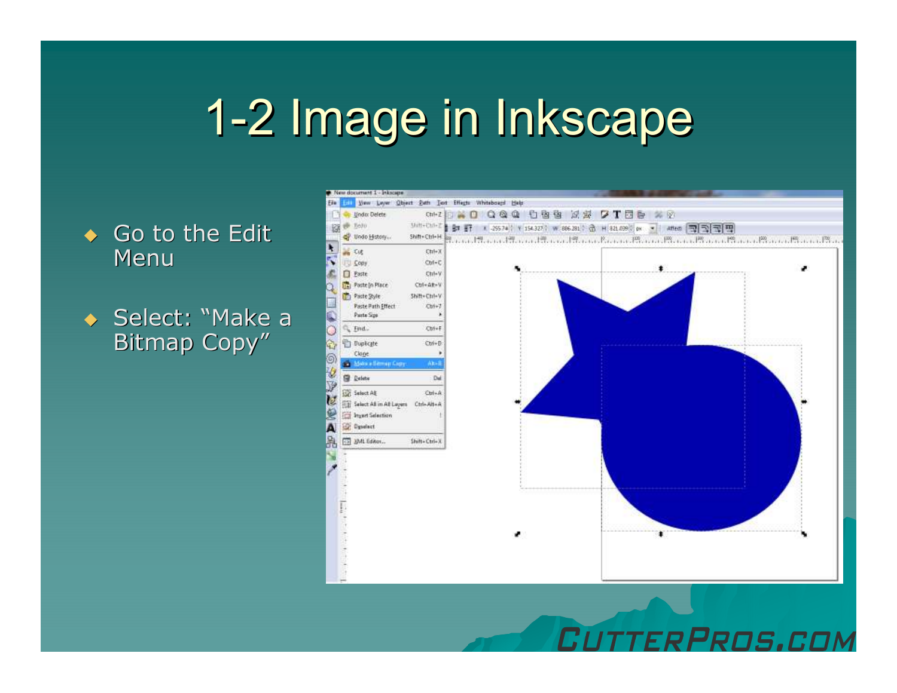# 1-2 Image in Inkscape

- Go to the Edit Menu
- Select: “Make a Bitmap Copy”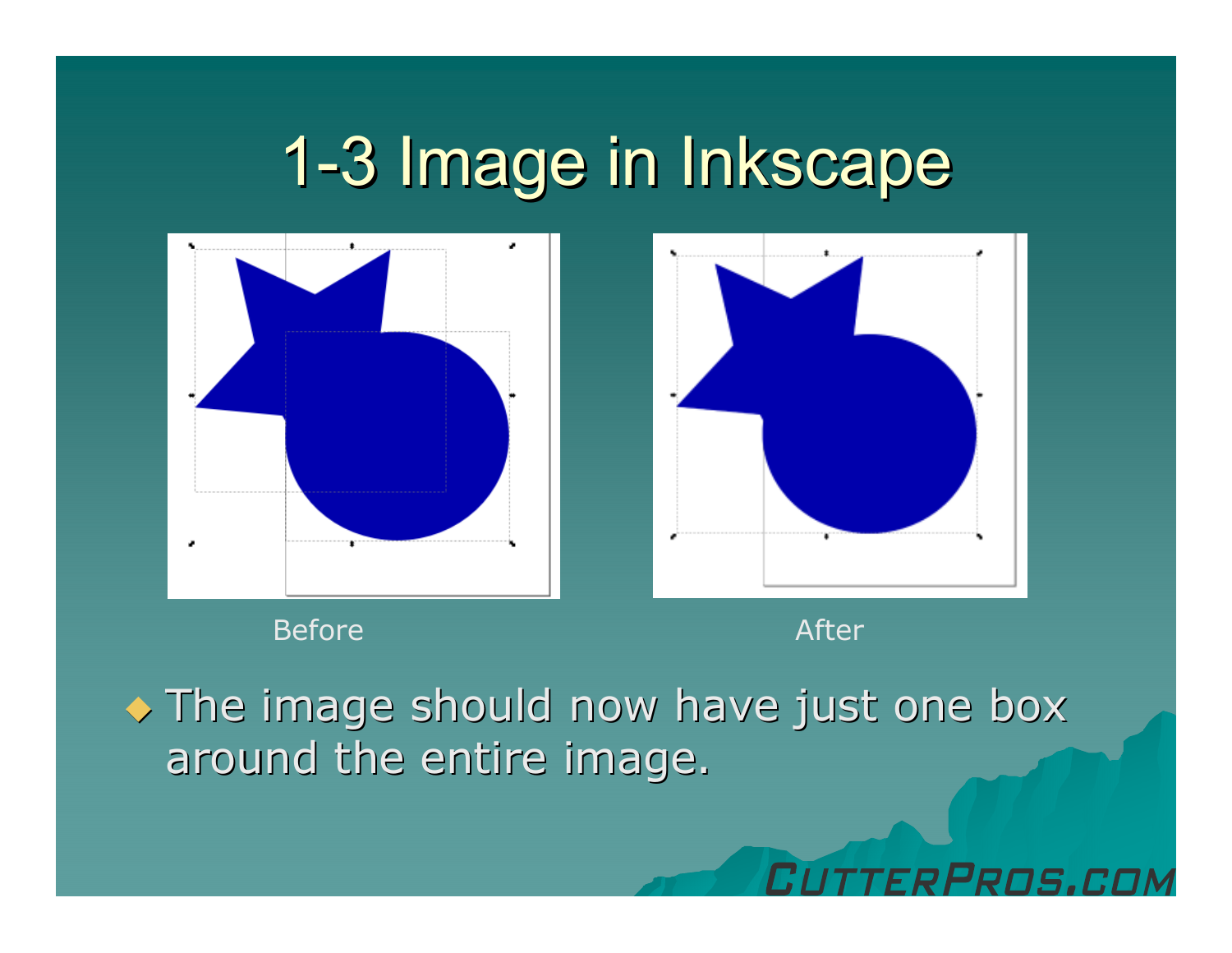# 1-3 Image in Inkscape

Before

After

- The image should now have just one box around the entire image.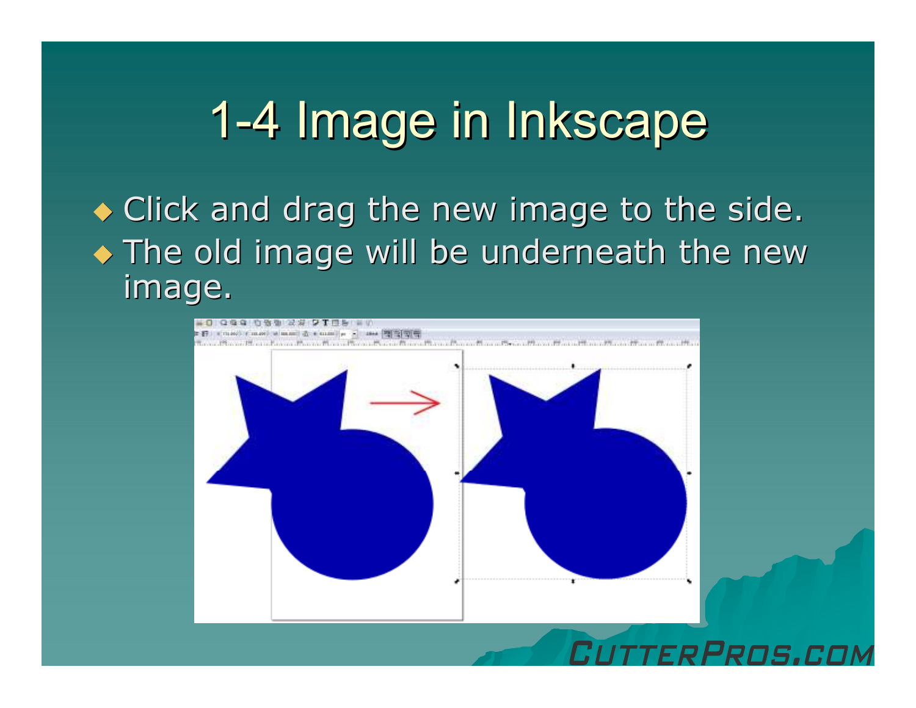# 1-4 Image in Inkscape

- Click and drag the new image to the side.
- The old image will be underneath the new image.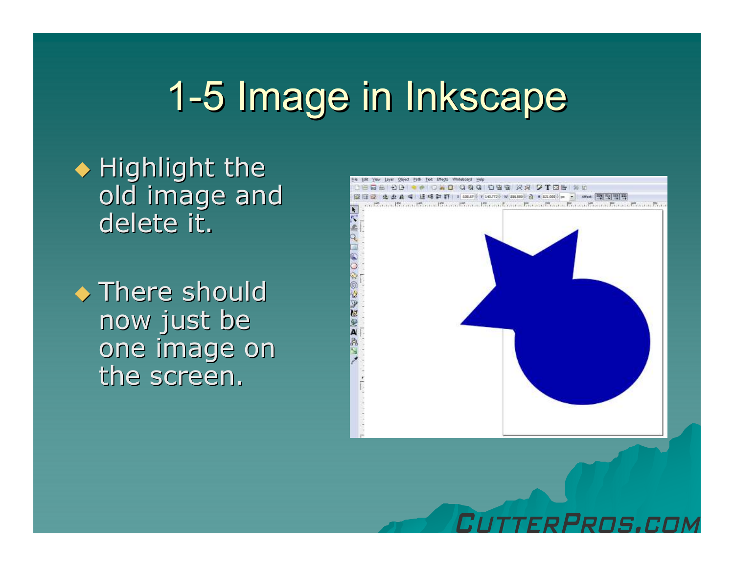# 1-5 Image in Inkscape

- Highlight the old image and delete it.
- There should now just be one image on the screen.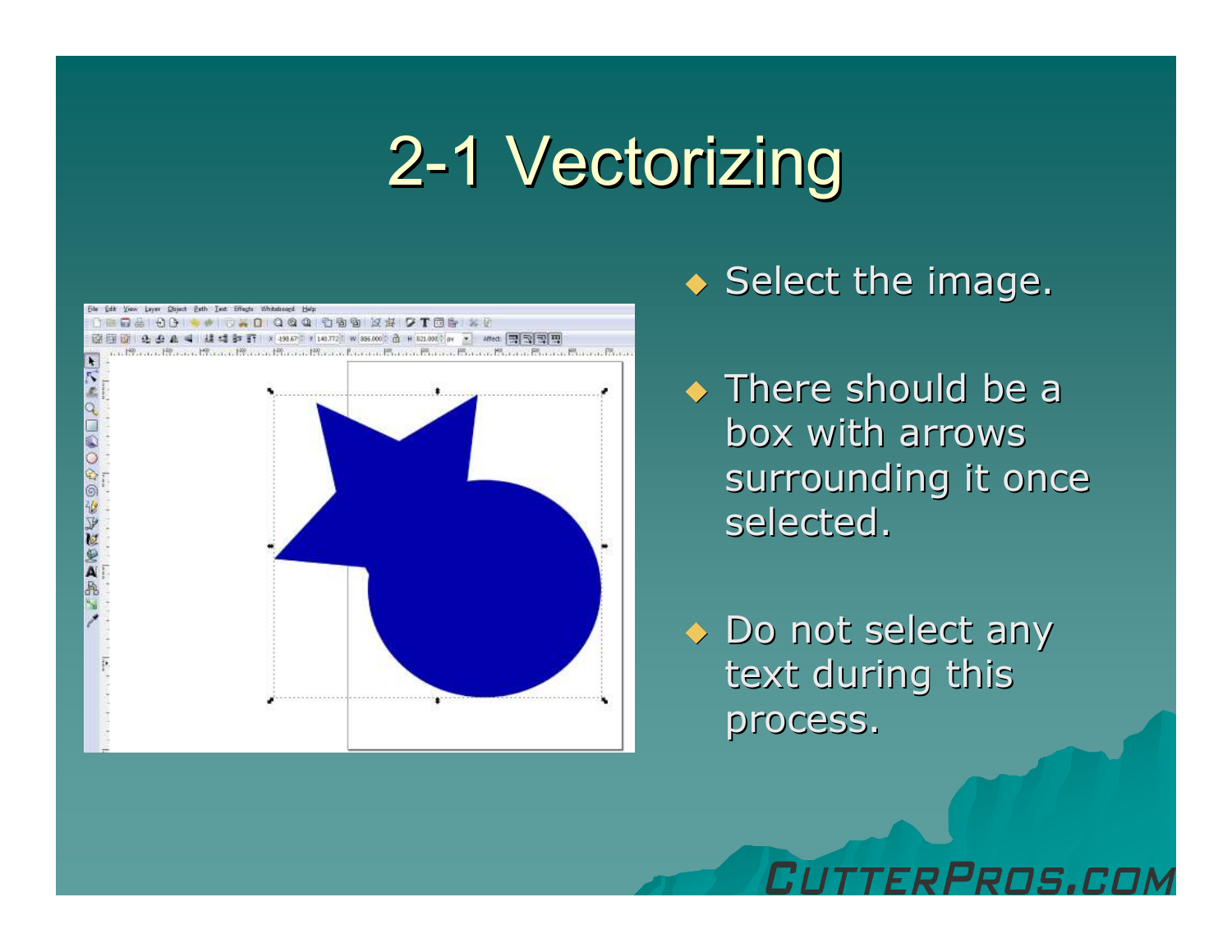# 2-1 Vectorizing

- Select the image.
- There should be a box with arrows surrounding it once selected.
- Do not select any text during this process.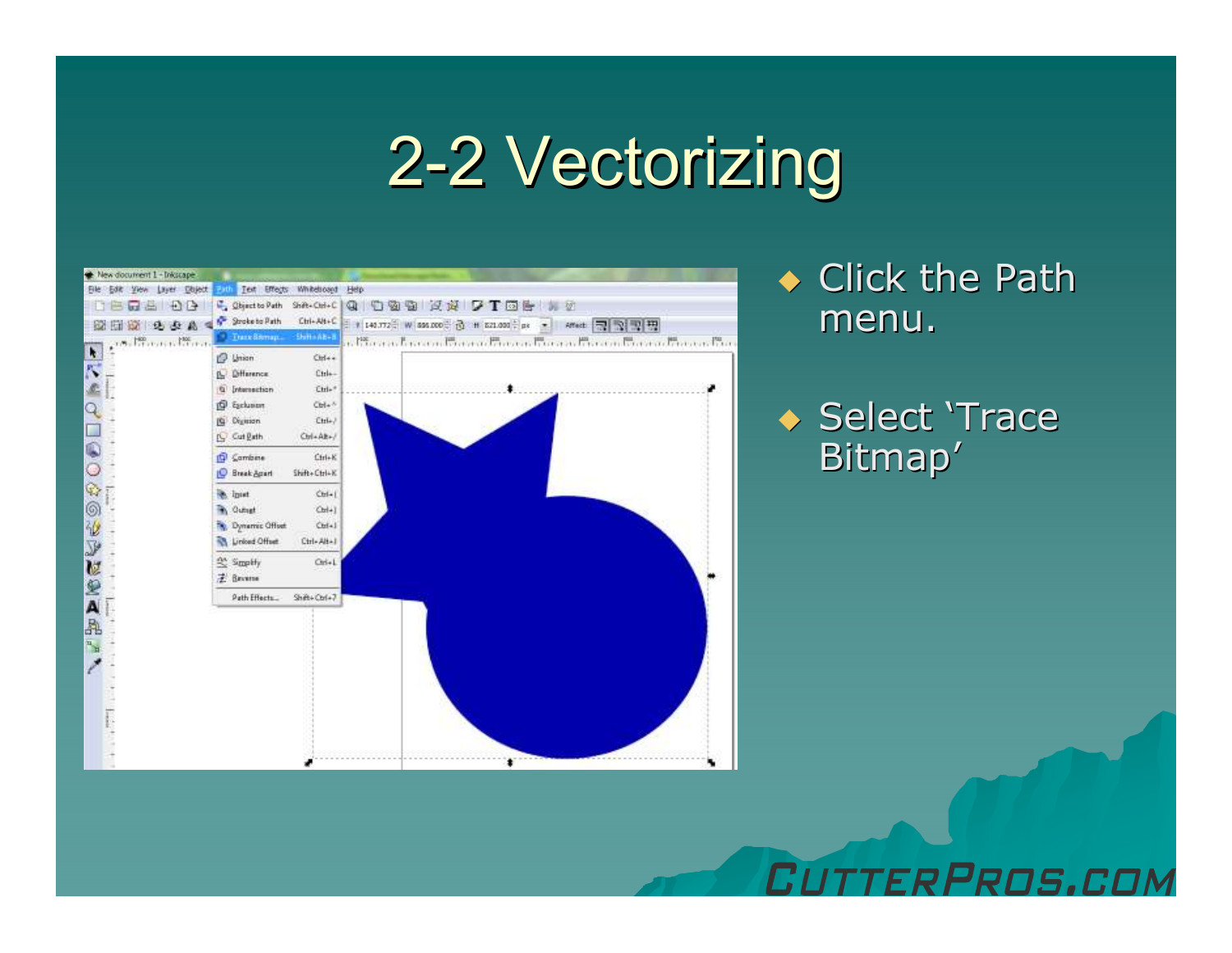# 2-2 Vectorizing

- Click the Path menu.
- Select 'Trace Bitmap'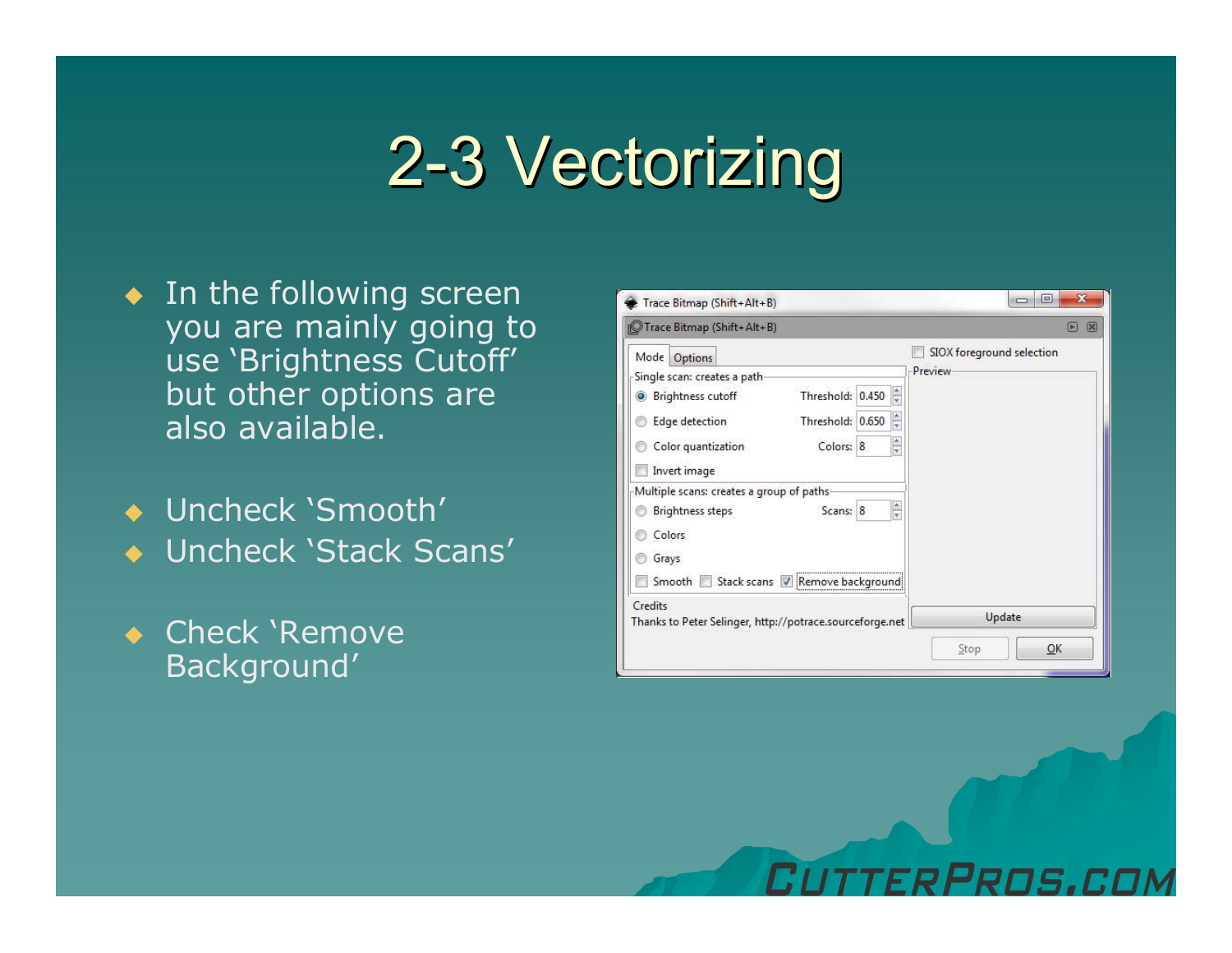# 2-3 Vectorizing

- In the following screen you are mainly going to use 'Brightness Cutoff' but other options are also available.

- Uncheck 'Smooth'
- Uncheck 'Stack Scans'

- Check 'Remove Background'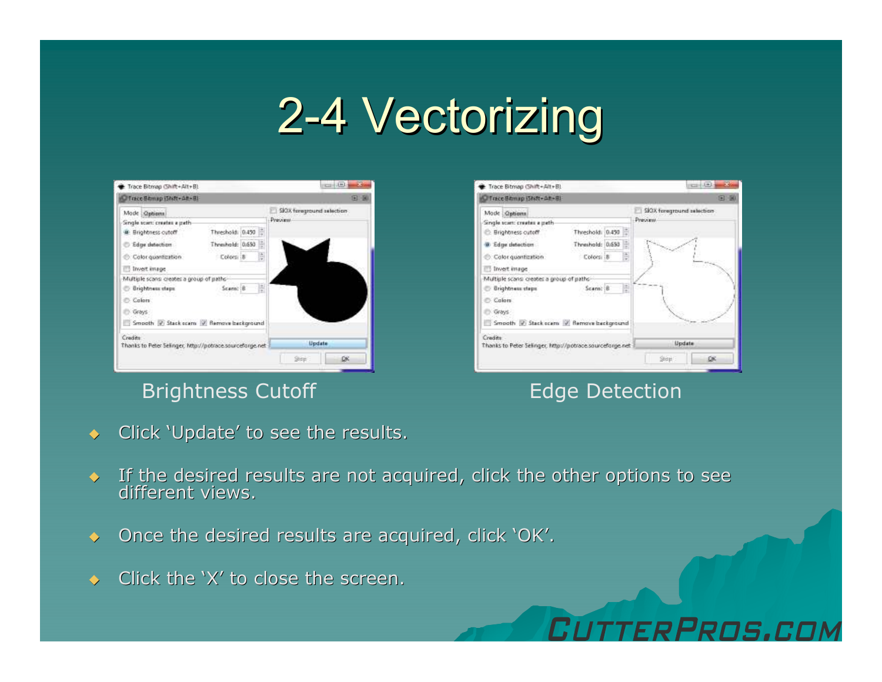# 2-4 Vectorizing

Brightness Cutoff

Edge Detection

- Click 'Update' to see the results.
- If the desired results are not acquired, click the other options to see different views.
- Once the desired results are acquired, click 'OK'.
- Click the 'X' to close the screen.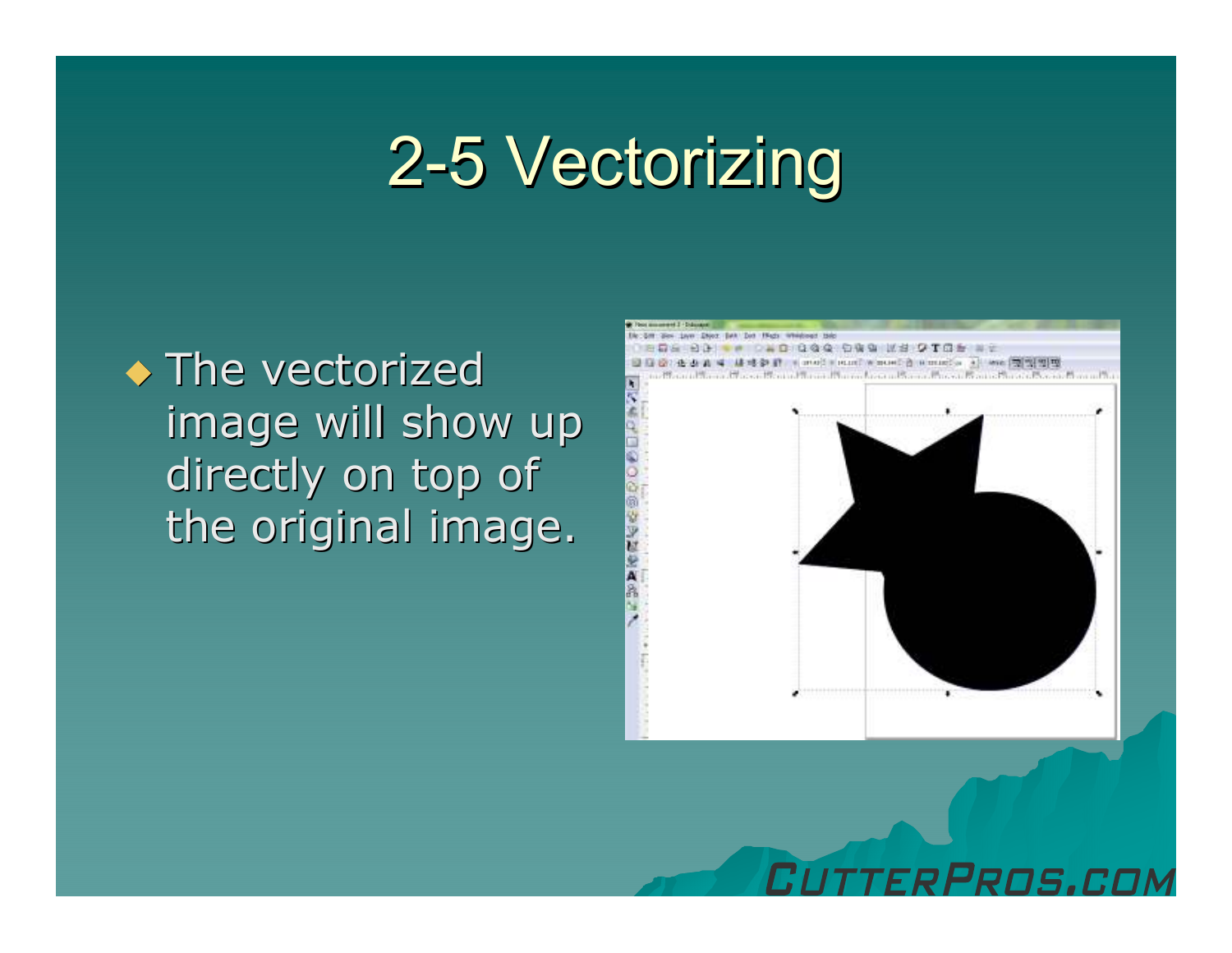# 2-5 Vectorizing

- The vectorized image will show up directly on top of the original image.

CutterPros.com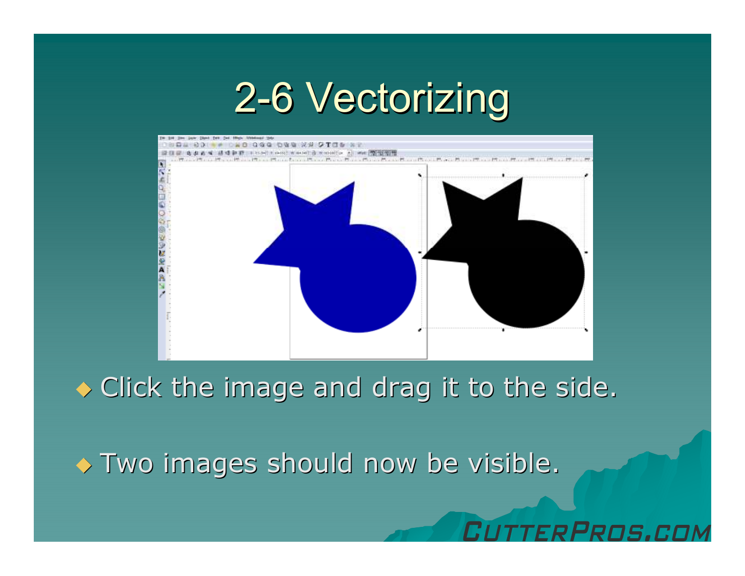# 2-6 Vectorizing

- Click the image and drag it to the side.
- Two images should now be visible.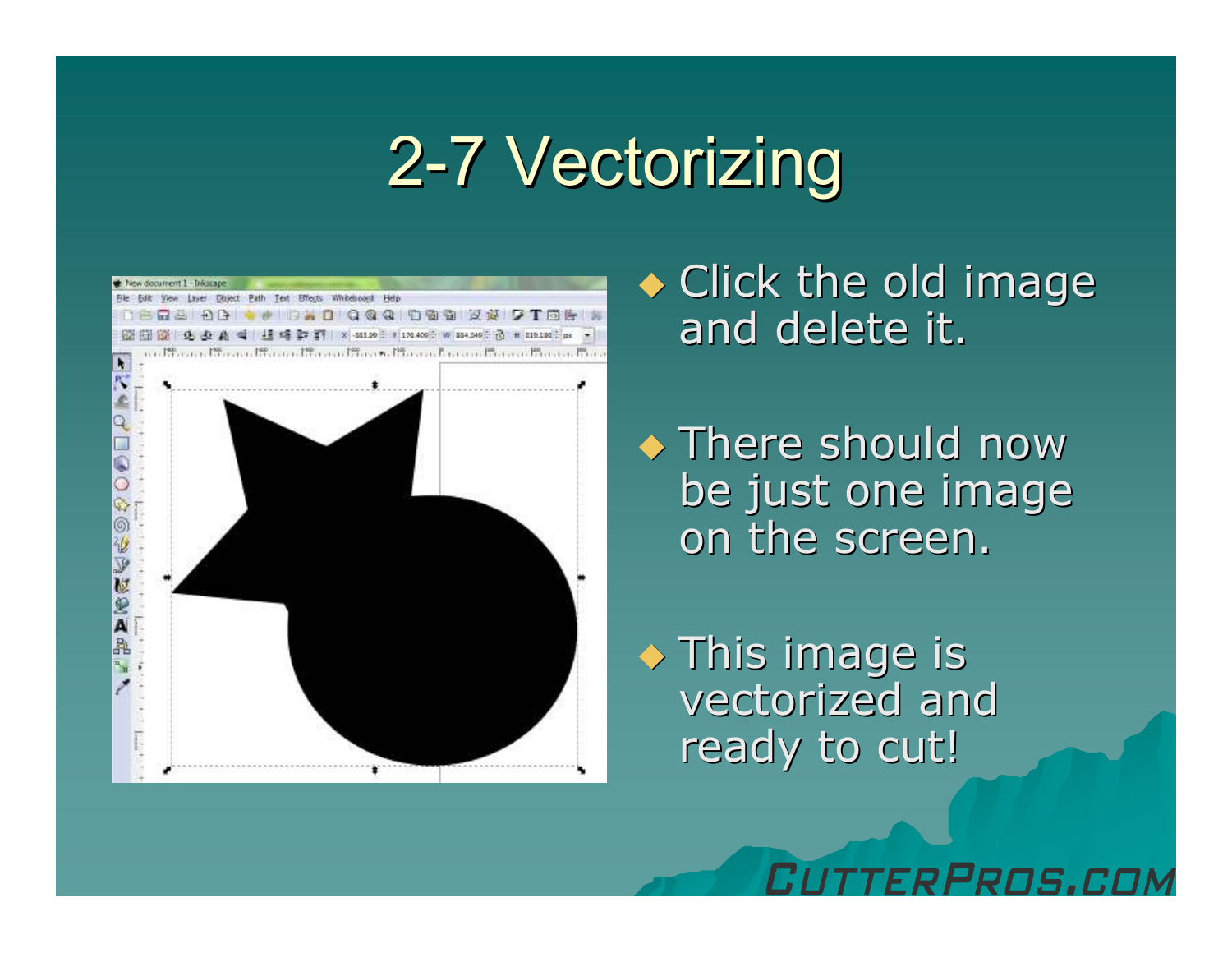# 2-7 Vectorizing

- Click the old image and delete it.
- There should now be just one image on the screen.
- This image is vectorized and ready to cut!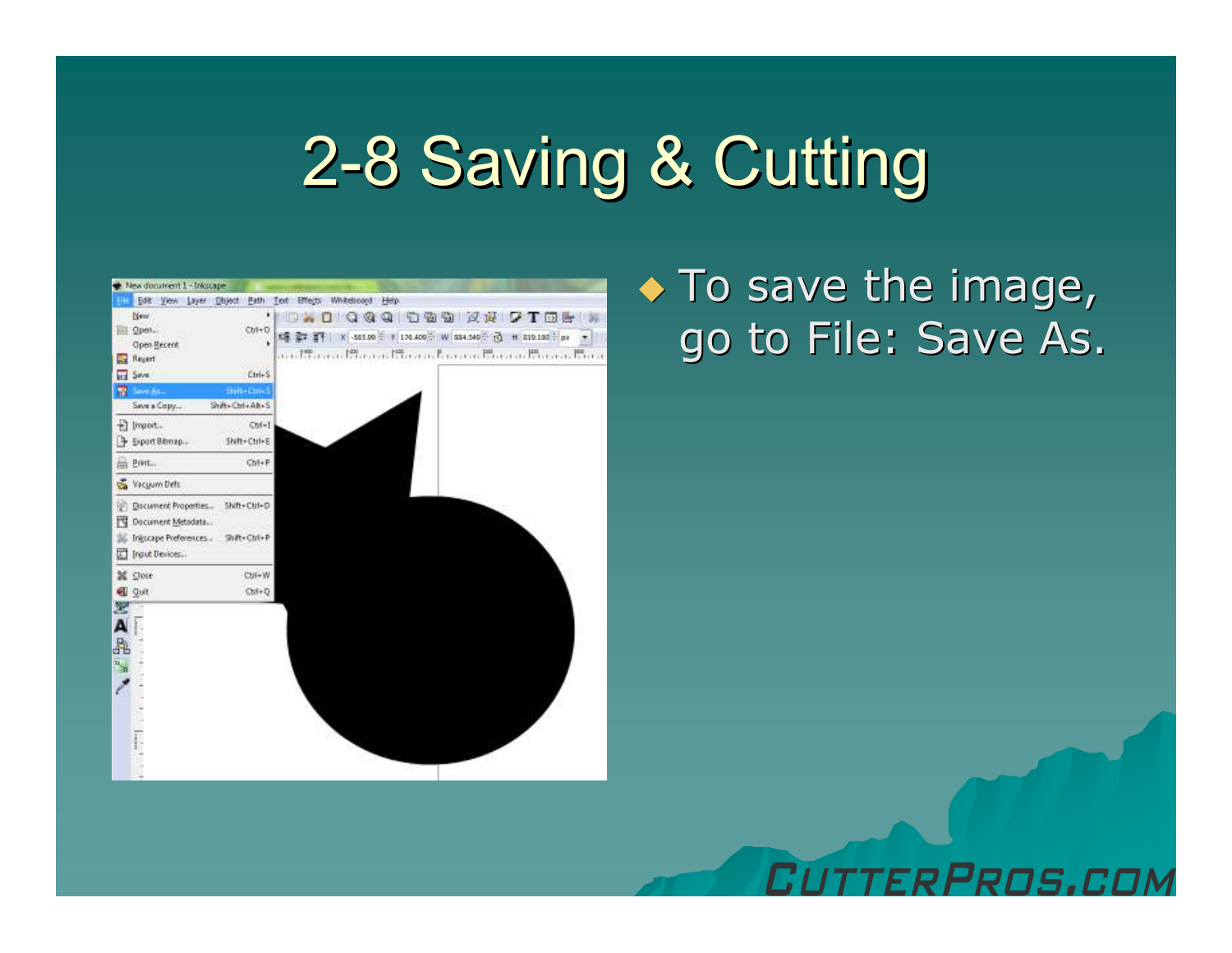# 2-8 Saving & Cutting

- To save the image, go to File: Save As.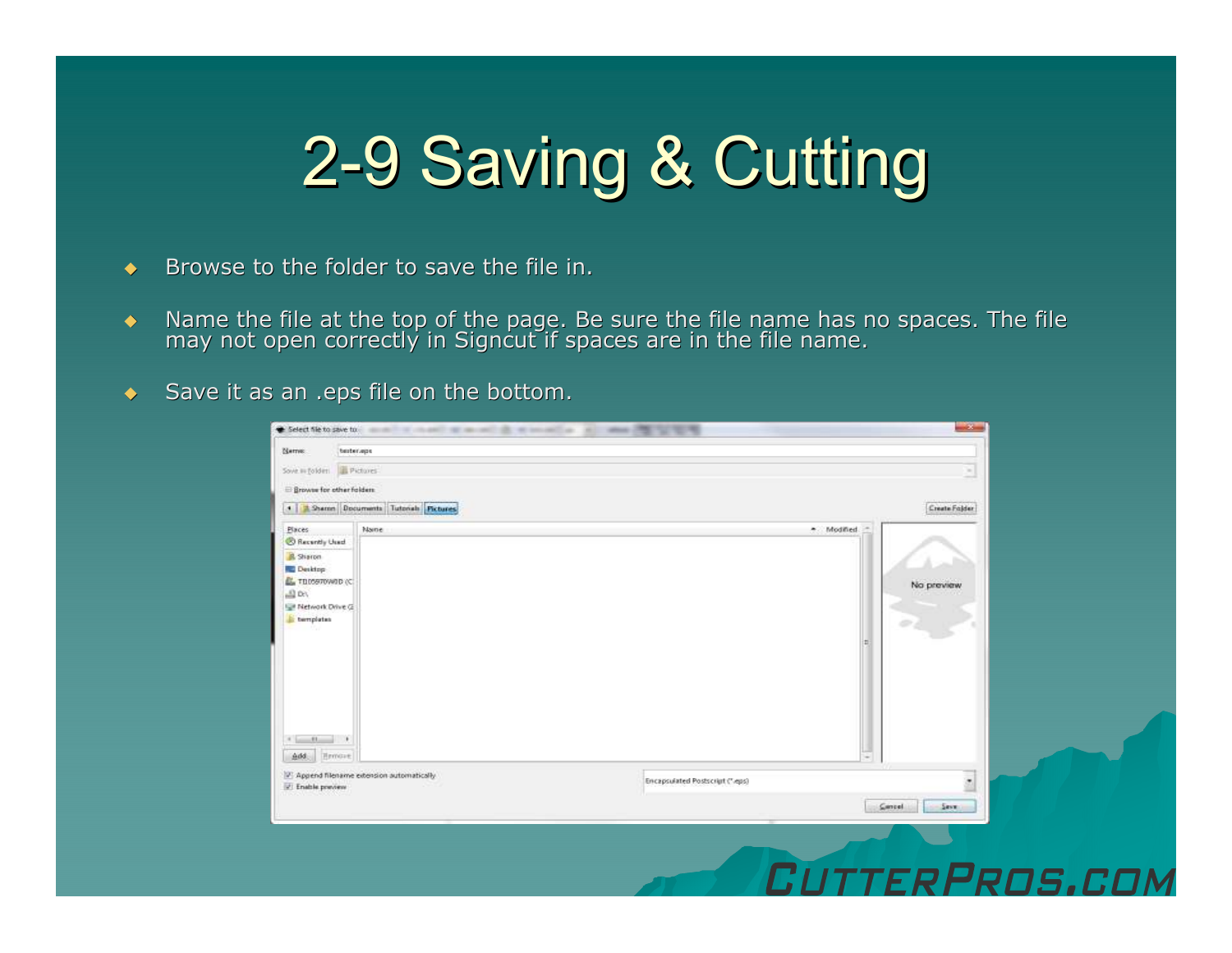# 2-9 Saving & Cutting

- Browse to the folder to save the file in.
- Name the file at the top of the page. Be sure the file name has no spaces. The file may not open correctly in Signcut if spaces are in the file name.
- Save it as an .eps file on the bottom.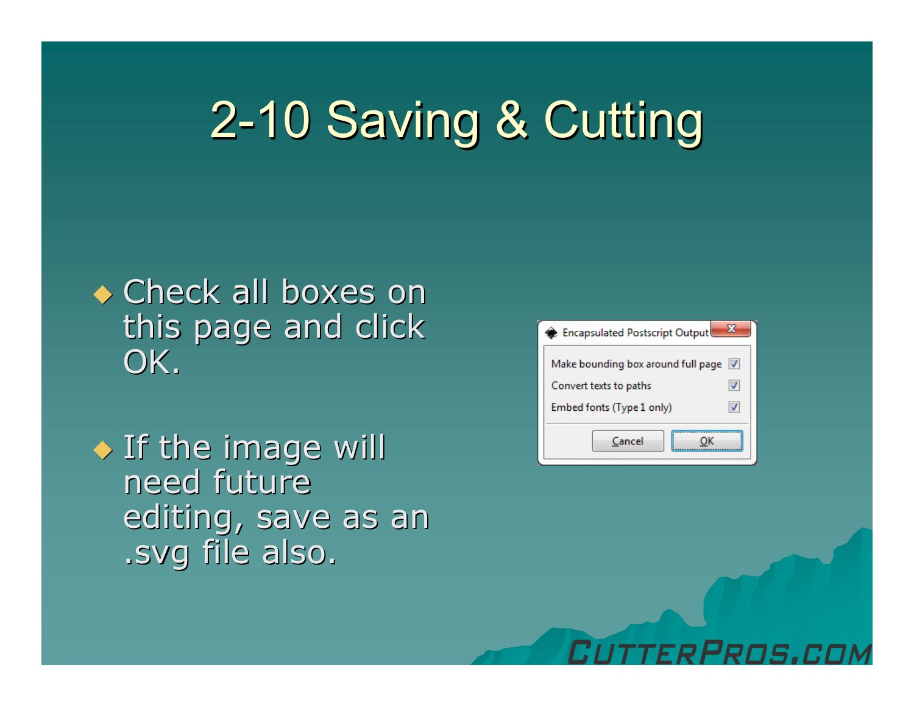# 2-10 Saving & Cutting

- Check all boxes on this page and click OK.
- If the image will need future editing, save as an .svg file also.

Encapsulated Postscript Output

- Make bounding box around full page ☑
- Convert texts to paths ☑
- Embed fonts (Type 1 only) ☑

Cancel | OK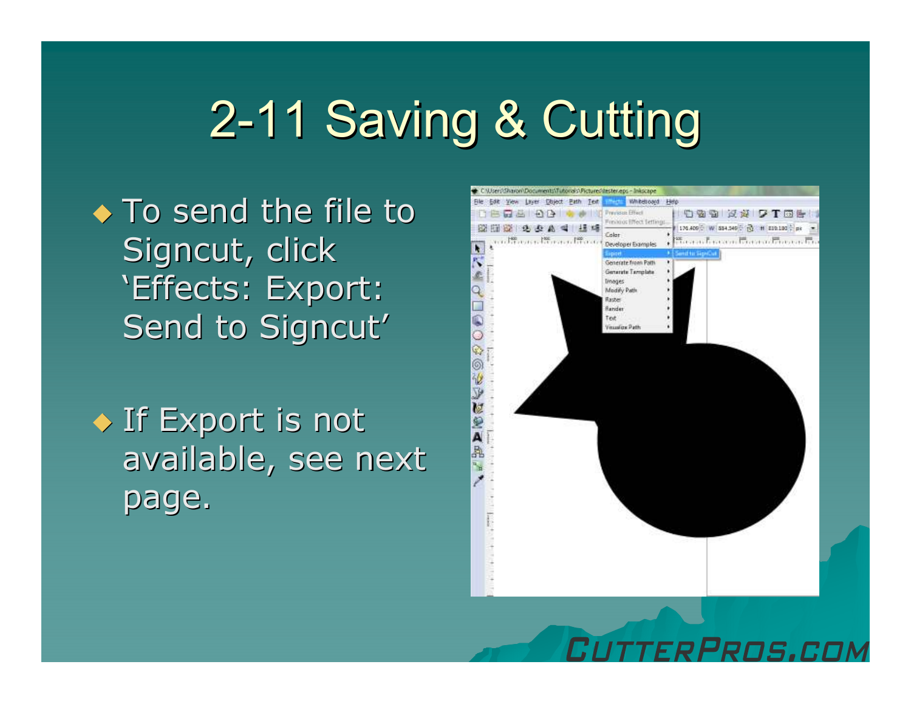# 2-11 Saving & Cutting

- To send the file to Signcut, click 'Effects: Export: Send to Signcut'

- If Export is not available, see next page.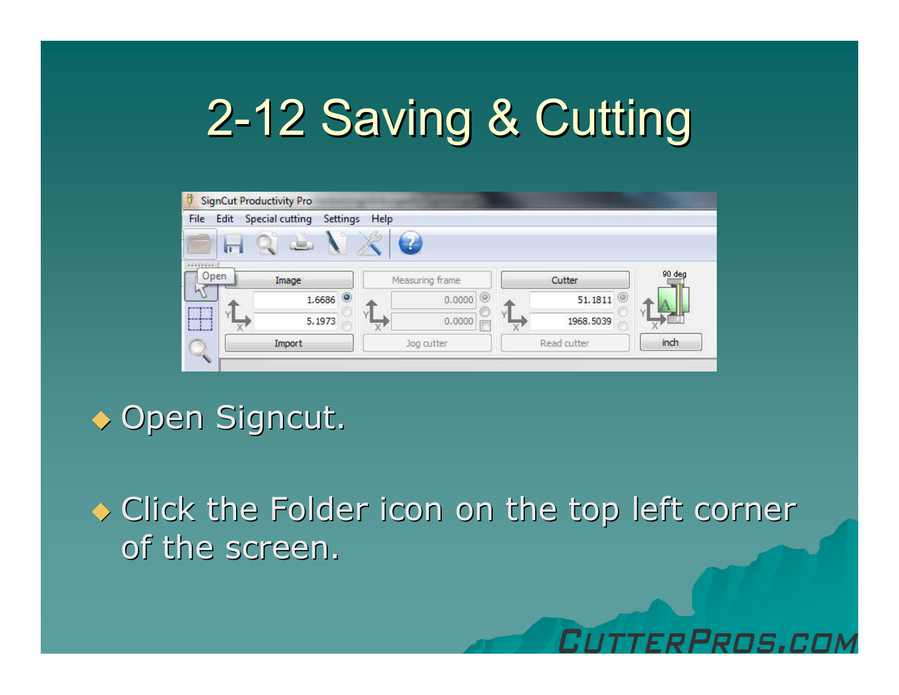# 2-12 Saving & Cutting

- Open Signcut.
- Click the Folder icon on the top left corner of the screen.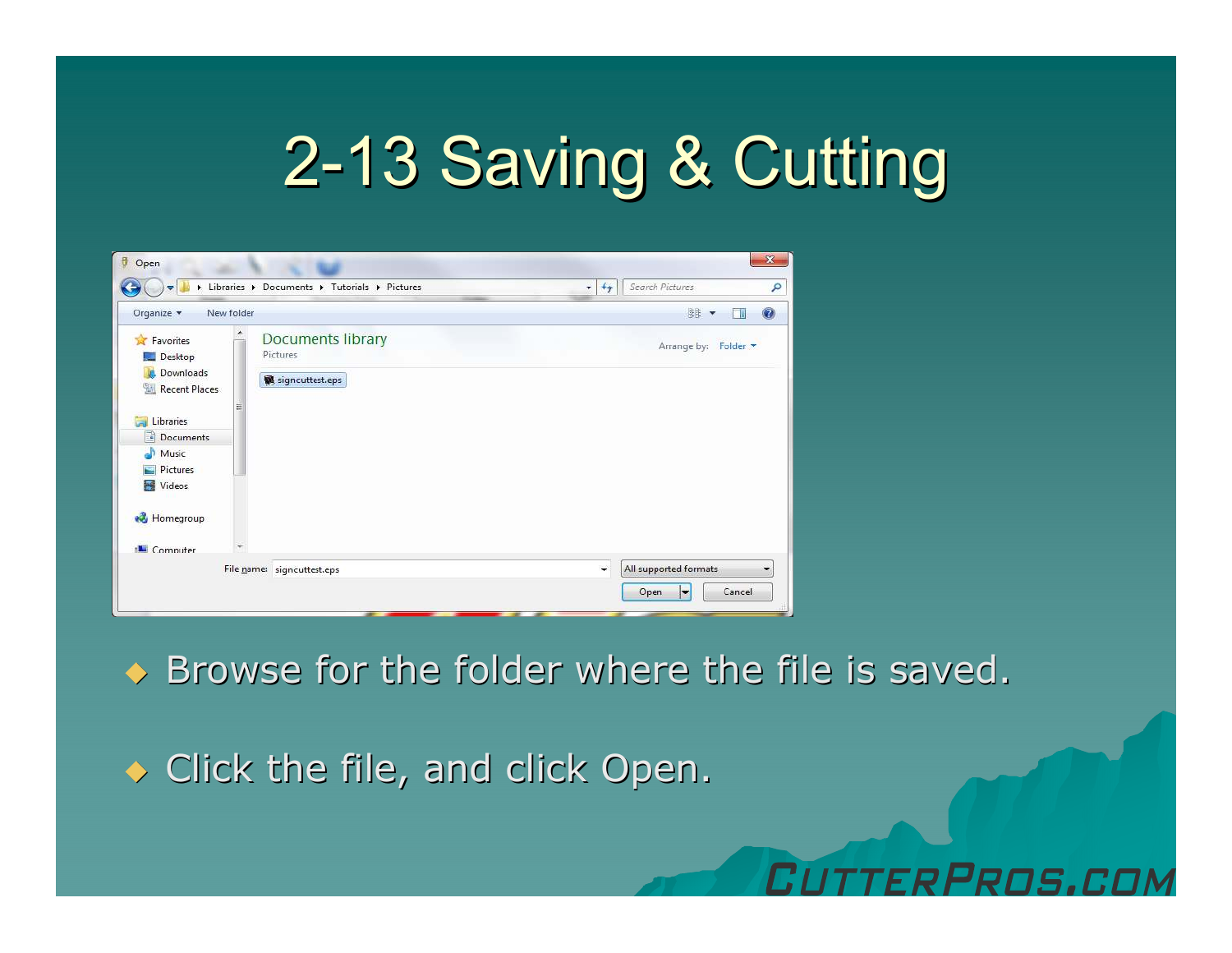# 2-13 Saving & Cutting

- Browse for the folder where the file is saved.
- Click the file, and click Open.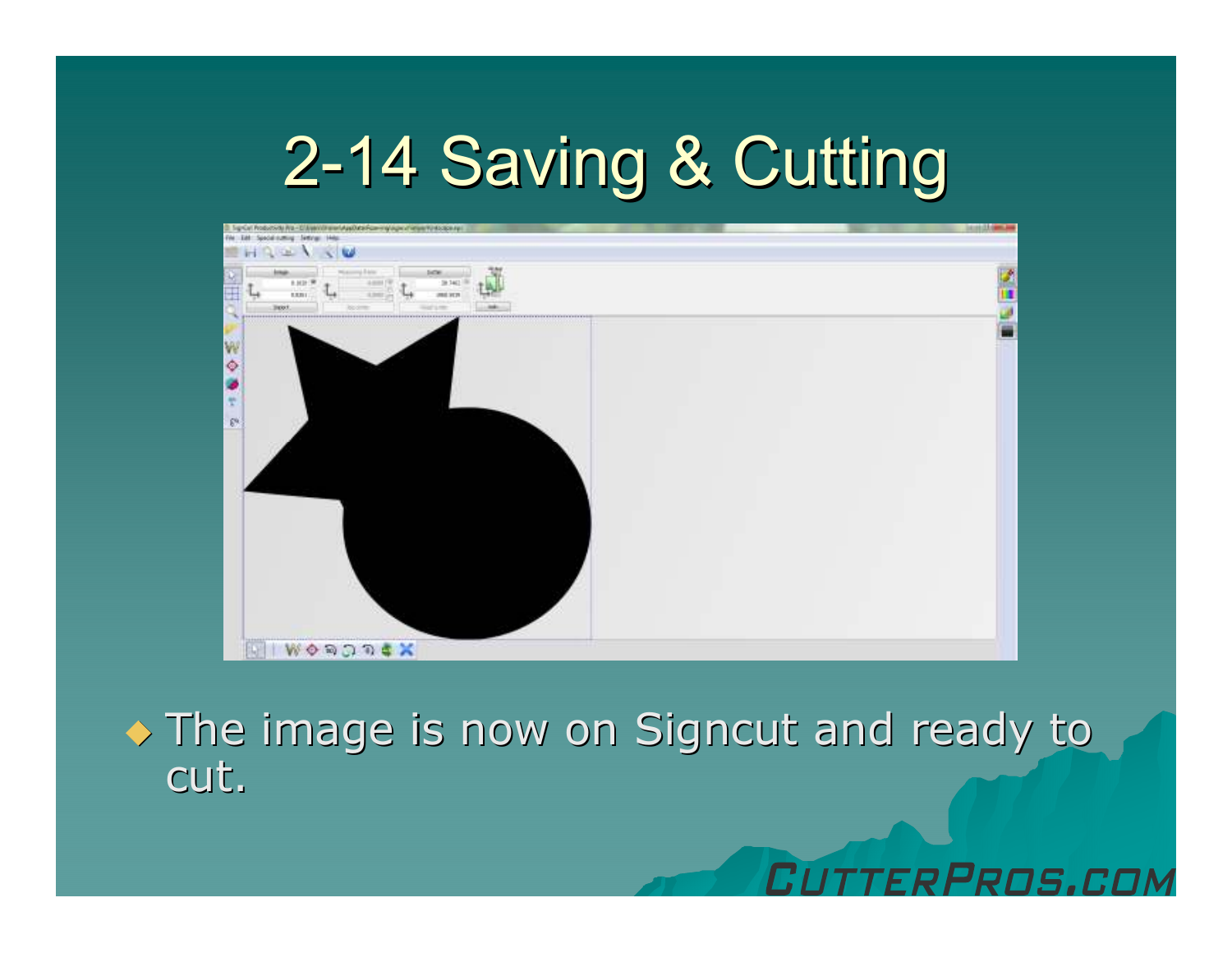# 2-14 Saving & Cutting

- The image is now on Signcut and ready to cut.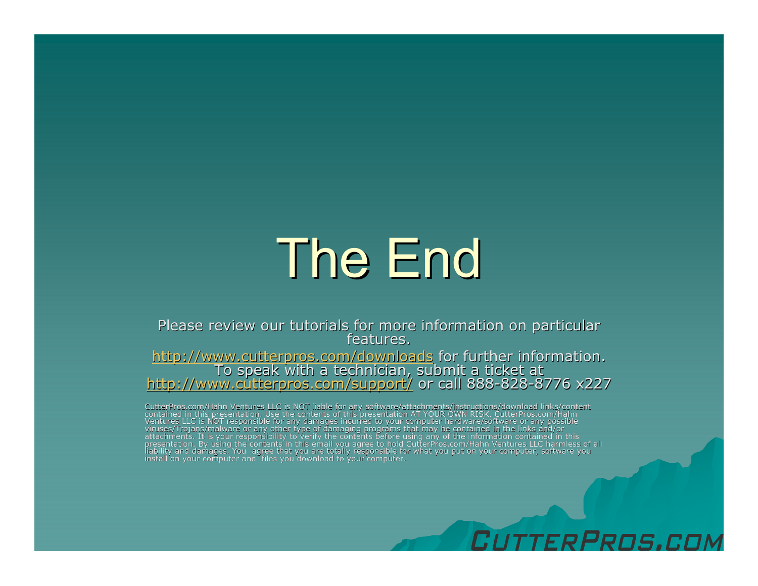# The End

Please review our tutorials for more information on particular features.

http://www.cutterpros.com/downloads for further information.
To speak with a technician, submit a ticket at
http://www.cutterpros.com/support/ or call 888-828-8776 x227

CutterPros.com/Hahn Ventures LLC is NOT liable for any software/attachments/instructions/download links/content contained in this presentation. Use the contents of this presentation AT YOUR OWN RISK. CutterPros.com/Hahn Ventures LLC is NOT responsible for any damages incurred to your computer hardware/software or any possible viruses/Trojans/malware or any other type of damaging programs that may be contained in the links and/or attachments. It is your responsibility to verify the contents before using any of the information contained in this presentation. By using the contents in this email you agree to hold CutterPros.com/Hahn Ventures LLC harmless of all liability and damages. You agree that you are totally responsible for what you put on your computer, software you install on your computer and files you download to your computer.

CUTTERPROS.COM